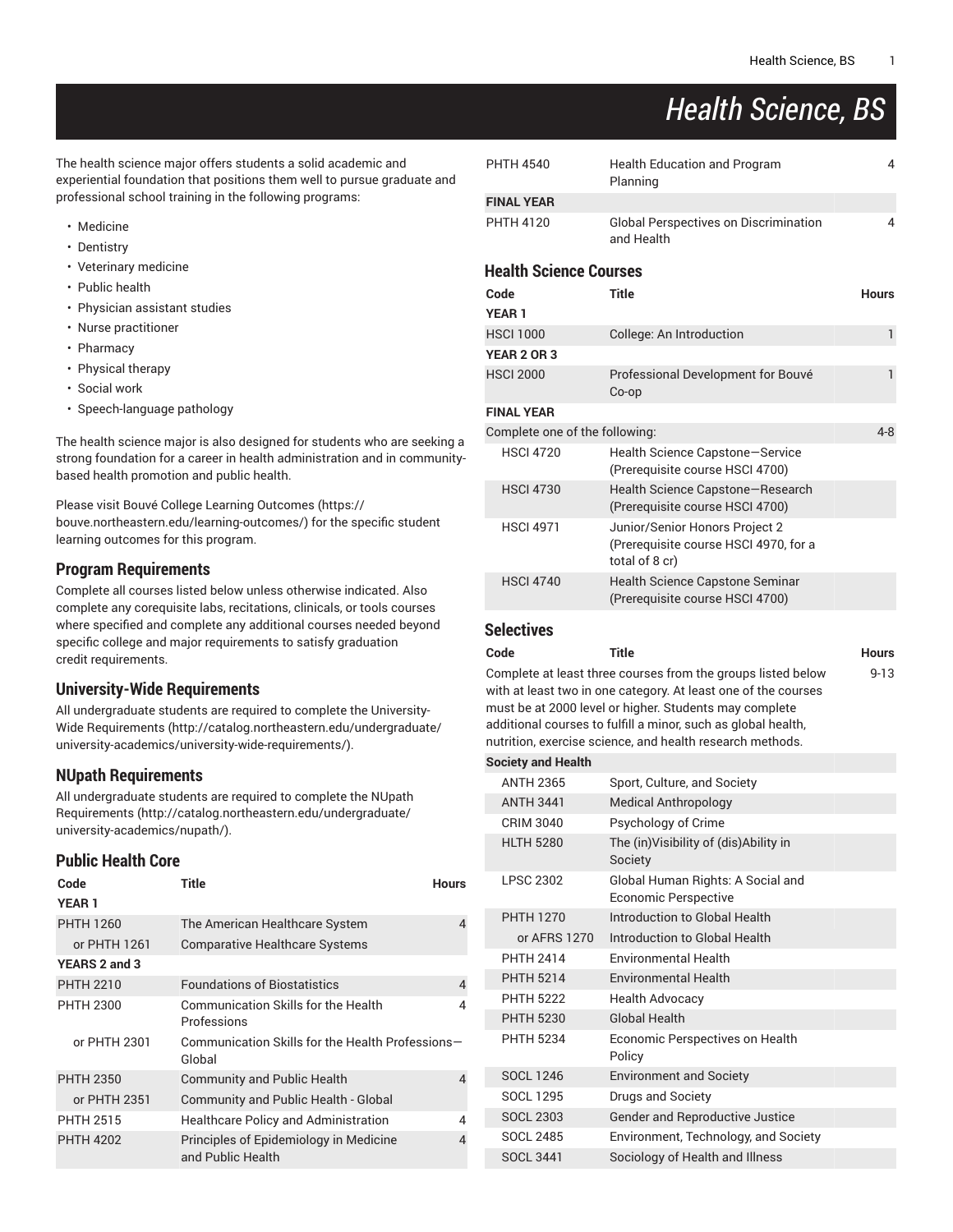# Health Science, BS

The health science major offers students a solid academic and experiential foundation that positions them well to pursue graduate and professional school training in the following programs:

- Medicine
- Dentistry
- Veterinary medicine
- Public health
- Physician assistant studies
- Nurse practitioner
- Pharmacy
- Physical therapy
- Social work
- Speech-language pathology

The health science major is also designed for students who are seeking a strong foundation for a career in health administration and in community-based health promotion and public health.

Please visit Bouvé College Learning Outcomes (https://bouve.northeastern.edu/learning-outcomes/) for the specific student learning outcomes for this program.

## Program Requirements

Complete all courses listed below unless otherwise indicated. Also complete any corequisite labs, recitations, clinicals, or tools courses where specified and complete any additional courses needed beyond specific college and major requirements to satisfy graduation credit requirements.

## University-Wide Requirements

All undergraduate students are required to complete the University-Wide Requirements (http://catalog.northeastern.edu/undergraduate/university-academics/university-wide-requirements/).

## NUpath Requirements

All undergraduate students are required to complete the NUpath Requirements (http://catalog.northeastern.edu/undergraduate/university-academics/nupath/).

## Public Health Core

| Code | Title | Hours |
|---|---|---|
| **YEAR 1** | | |
| PHTH 1260 | The American Healthcare System | 4 |
| or PHTH 1261 | Comparative Healthcare Systems | |
| **YEARS 2 and 3** | | |
| PHTH 2210 | Foundations of Biostatistics | 4 |
| PHTH 2300 | Communication Skills for the Health Professions | 4 |
| or PHTH 2301 | Communication Skills for the Health Professions—Global | |
| PHTH 2350 | Community and Public Health | 4 |
| or PHTH 2351 | Community and Public Health - Global | |
| PHTH 2515 | Healthcare Policy and Administration | 4 |
| PHTH 4202 | Principles of Epidemiology in Medicine and Public Health | 4 |
| PHTH 4540 | Health Education and Program Planning | 4 |
| **FINAL YEAR** | | |
| PHTH 4120 | Global Perspectives on Discrimination and Health | 4 |

## Health Science Courses

| Code | Title | Hours |
|---|---|---|
| **YEAR 1** | | |
| HSCI 1000 | College: An Introduction | 1 |
| **YEAR 2 OR 3** | | |
| HSCI 2000 | Professional Development for Bouvé Co-op | 1 |
| **FINAL YEAR** | | |
| Complete one of the following: | | 4-8 |
| HSCI 4720 | Health Science Capstone—Service (Prerequisite course HSCI 4700) | |
| HSCI 4730 | Health Science Capstone—Research (Prerequisite course HSCI 4700) | |
| HSCI 4971 | Junior/Senior Honors Project 2 (Prerequisite course HSCI 4970, for a total of 8 cr) | |
| HSCI 4740 | Health Science Capstone Seminar (Prerequisite course HSCI 4700) | |

## Selectives

| Code | Title | Hours |
|---|---|---|
| Complete at least three courses from the groups listed below with at least two in one category. At least one of the courses must be at 2000 level or higher. Students may complete additional courses to fulfill a minor, such as global health, nutrition, exercise science, and health research methods. | | 9-13 |
| **Society and Health** | | |
| ANTH 2365 | Sport, Culture, and Society | |
| ANTH 3441 | Medical Anthropology | |
| CRIM 3040 | Psychology of Crime | |
| HLTH 5280 | The (in)Visibility of (dis)Ability in Society | |
| LPSC 2302 | Global Human Rights: A Social and Economic Perspective | |
| PHTH 1270 | Introduction to Global Health | |
| or AFRS 1270 | Introduction to Global Health | |
| PHTH 2414 | Environmental Health | |
| PHTH 5214 | Environmental Health | |
| PHTH 5222 | Health Advocacy | |
| PHTH 5230 | Global Health | |
| PHTH 5234 | Economic Perspectives on Health Policy | |
| SOCL 1246 | Environment and Society | |
| SOCL 1295 | Drugs and Society | |
| SOCL 2303 | Gender and Reproductive Justice | |
| SOCL 2485 | Environment, Technology, and Society | |
| SOCL 3441 | Sociology of Health and Illness | |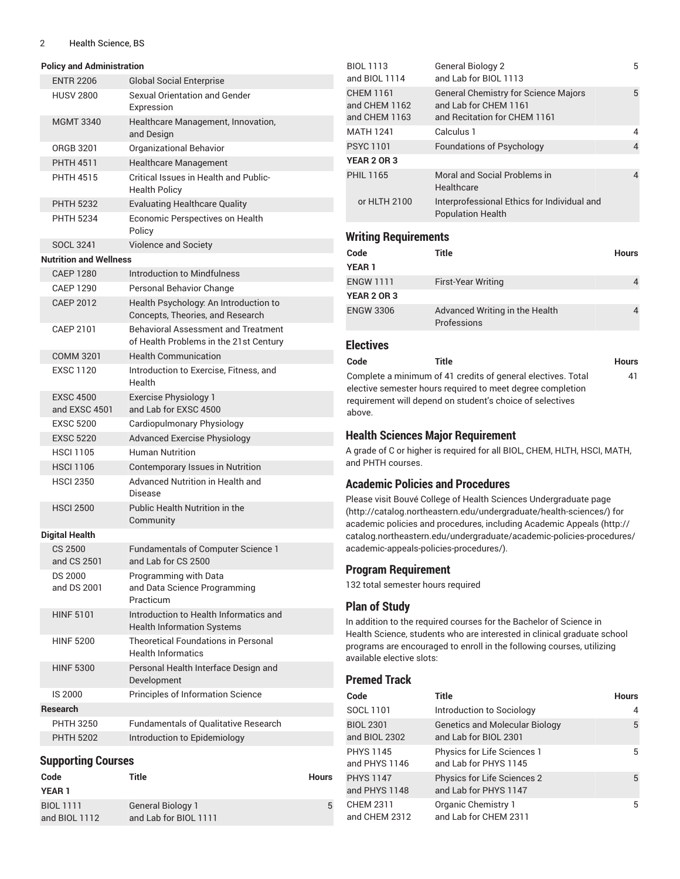**Policy and Administration**

| Code | Title |
|---|---|
| ENTR 2206 | Global Social Enterprise |
| HUSV 2800 | Sexual Orientation and Gender Expression |
| MGMT 3340 | Healthcare Management, Innovation, and Design |
| ORGB 3201 | Organizational Behavior |
| PHTH 4511 | Healthcare Management |
| PHTH 4515 | Critical Issues in Health and Public-Health Policy |
| PHTH 5232 | Evaluating Healthcare Quality |
| PHTH 5234 | Economic Perspectives on Health Policy |
| SOCL 3241 | Violence and Society |

**Nutrition and Wellness**

| Code | Title |
|---|---|
| CAEP 1280 | Introduction to Mindfulness |
| CAEP 1290 | Personal Behavior Change |
| CAEP 2012 | Health Psychology: An Introduction to Concepts, Theories, and Research |
| CAEP 2101 | Behavioral Assessment and Treatment of Health Problems in the 21st Century |
| COMM 3201 | Health Communication |
| EXSC 1120 | Introduction to Exercise, Fitness, and Health |
| EXSC 4500 and EXSC 4501 | Exercise Physiology 1 and Lab for EXSC 4500 |
| EXSC 5200 | Cardiopulmonary Physiology |
| EXSC 5220 | Advanced Exercise Physiology |
| HSCI 1105 | Human Nutrition |
| HSCI 1106 | Contemporary Issues in Nutrition |
| HSCI 2350 | Advanced Nutrition in Health and Disease |
| HSCI 2500 | Public Health Nutrition in the Community |

**Digital Health**

| Code | Title |
|---|---|
| CS 2500 and CS 2501 | Fundamentals of Computer Science 1 and Lab for CS 2500 |
| DS 2000 and DS 2001 | Programming with Data and Data Science Programming Practicum |
| HINF 5101 | Introduction to Health Informatics and Health Information Systems |
| HINF 5200 | Theoretical Foundations in Personal Health Informatics |
| HINF 5300 | Personal Health Interface Design and Development |
| IS 2000 | Principles of Information Science |

**Research**

| Code | Title |
|---|---|
| PHTH 3250 | Fundamentals of Qualitative Research |
| PHTH 5202 | Introduction to Epidemiology |

## Supporting Courses

| Code | Title | Hours |
|---|---|---|
| **YEAR 1** | | |
| BIOL 1111 and BIOL 1112 | General Biology 1 and Lab for BIOL 1111 | 5 |
| BIOL 1113 and BIOL 1114 | General Biology 2 and Lab for BIOL 1113 | 5 |
| CHEM 1161 and CHEM 1162 and CHEM 1163 | General Chemistry for Science Majors and Lab for CHEM 1161 and Recitation for CHEM 1161 | 5 |
| MATH 1241 | Calculus 1 | 4 |
| PSYC 1101 | Foundations of Psychology | 4 |
| **YEAR 2 OR 3** | | |
| PHIL 1165 | Moral and Social Problems in Healthcare | 4 |
| or HLTH 2100 | Interprofessional Ethics for Individual and Population Health | |

## Writing Requirements

| Code | Title | Hours |
|---|---|---|
| **YEAR 1** | | |
| ENGW 1111 | First-Year Writing | 4 |
| **YEAR 2 OR 3** | | |
| ENGW 3306 | Advanced Writing in the Health Professions | 4 |

## Electives

| Code | Title | Hours |
|---|---|---|
| Complete a minimum of 41 credits of general electives. Total elective semester hours required to meet degree completion requirement will depend on student's choice of selectives above. | | 41 |

## Health Sciences Major Requirement

A grade of C or higher is required for all BIOL, CHEM, HLTH, HSCI, MATH, and PHTH courses.

## Academic Policies and Procedures

Please visit Bouvé College of Health Sciences Undergraduate page (http://catalog.northeastern.edu/undergraduate/health-sciences/) for academic policies and procedures, including Academic Appeals (http://catalog.northeastern.edu/undergraduate/academic-policies-procedures/academic-appeals-policies-procedures/).

## Program Requirement

132 total semester hours required

## Plan of Study

In addition to the required courses for the Bachelor of Science in Health Science, students who are interested in clinical graduate school programs are encouraged to enroll in the following courses, utilizing available elective slots:

## Premed Track

| Code | Title | Hours |
|---|---|---|
| SOCL 1101 | Introduction to Sociology | 4 |
| BIOL 2301 and BIOL 2302 | Genetics and Molecular Biology and Lab for BIOL 2301 | 5 |
| PHYS 1145 and PHYS 1146 | Physics for Life Sciences 1 and Lab for PHYS 1145 | 5 |
| PHYS 1147 and PHYS 1148 | Physics for Life Sciences 2 and Lab for PHYS 1147 | 5 |
| CHEM 2311 and CHEM 2312 | Organic Chemistry 1 and Lab for CHEM 2311 | 5 |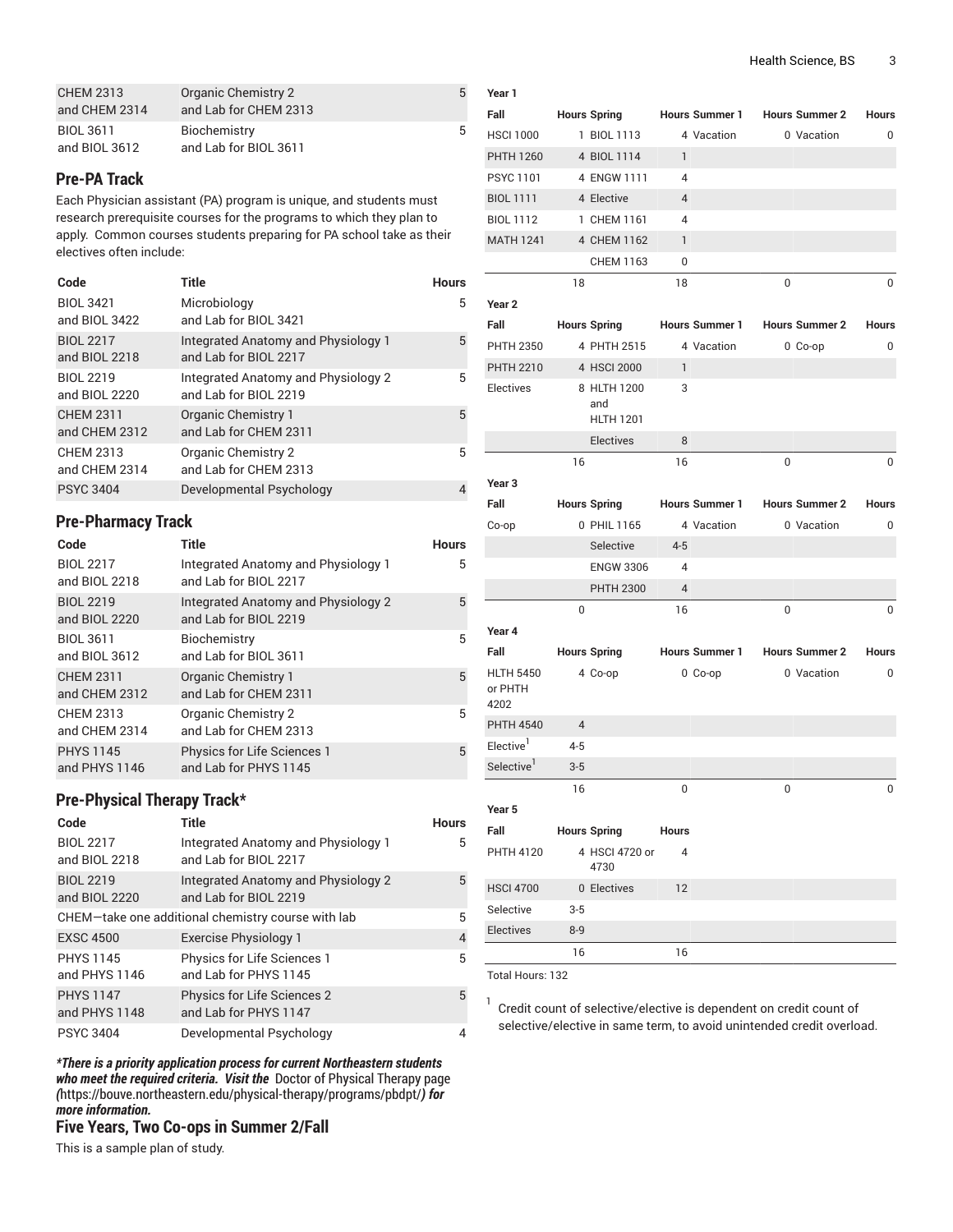| | | |
|---|---|---|
| CHEM 2313 and CHEM 2314 | Organic Chemistry 2 and Lab for CHEM 2313 | 5 |
| BIOL 3611 and BIOL 3612 | Biochemistry and Lab for BIOL 3611 | 5 |

## Pre-PA Track

Each Physician assistant (PA) program is unique, and students must research prerequisite courses for the programs to which they plan to apply. Common courses students preparing for PA school take as their electives often include:

| Code | Title | Hours |
|---|---|---|
| BIOL 3421 and BIOL 3422 | Microbiology and Lab for BIOL 3421 | 5 |
| BIOL 2217 and BIOL 2218 | Integrated Anatomy and Physiology 1 and Lab for BIOL 2217 | 5 |
| BIOL 2219 and BIOL 2220 | Integrated Anatomy and Physiology 2 and Lab for BIOL 2219 | 5 |
| CHEM 2311 and CHEM 2312 | Organic Chemistry 1 and Lab for CHEM 2311 | 5 |
| CHEM 2313 and CHEM 2314 | Organic Chemistry 2 and Lab for CHEM 2313 | 5 |
| PSYC 3404 | Developmental Psychology | 4 |

## Pre-Pharmacy Track

| Code | Title | Hours |
|---|---|---|
| BIOL 2217 and BIOL 2218 | Integrated Anatomy and Physiology 1 and Lab for BIOL 2217 | 5 |
| BIOL 2219 and BIOL 2220 | Integrated Anatomy and Physiology 2 and Lab for BIOL 2219 | 5 |
| BIOL 3611 and BIOL 3612 | Biochemistry and Lab for BIOL 3611 | 5 |
| CHEM 2311 and CHEM 2312 | Organic Chemistry 1 and Lab for CHEM 2311 | 5 |
| CHEM 2313 and CHEM 2314 | Organic Chemistry 2 and Lab for CHEM 2313 | 5 |
| PHYS 1145 and PHYS 1146 | Physics for Life Sciences 1 and Lab for PHYS 1145 | 5 |

## Pre-Physical Therapy Track*

| Code | Title | Hours |
|---|---|---|
| BIOL 2217 and BIOL 2218 | Integrated Anatomy and Physiology 1 and Lab for BIOL 2217 | 5 |
| BIOL 2219 and BIOL 2220 | Integrated Anatomy and Physiology 2 and Lab for BIOL 2219 | 5 |
| CHEM—take one additional chemistry course with lab | | 5 |
| EXSC 4500 | Exercise Physiology 1 | 4 |
| PHYS 1145 and PHYS 1146 | Physics for Life Sciences 1 and Lab for PHYS 1145 | 5 |
| PHYS 1147 and PHYS 1148 | Physics for Life Sciences 2 and Lab for PHYS 1147 | 5 |
| PSYC 3404 | Developmental Psychology | 4 |

***There is a priority application process for current Northeastern students who meet the required criteria. Visit the** Doctor of Physical Therapy page **(**https://bouve.northeastern.edu/physical-therapy/programs/pbdpt/**) for more information.***

## Five Years, Two Co-ops in Summer 2/Fall

This is a sample plan of study.

**Year 1**

| Fall | Hours | Spring | Hours | Summer 1 | Hours | Summer 2 | Hours |
|---|---|---|---|---|---|---|---|
| HSCI 1000 | 1 | BIOL 1113 | 4 | Vacation | 0 | Vacation | 0 |
| PHTH 1260 | 4 | BIOL 1114 | 1 | | | | |
| PSYC 1101 | 4 | ENGW 1111 | 4 | | | | |
| BIOL 1111 | 4 | Elective | 4 | | | | |
| BIOL 1112 | 1 | CHEM 1161 | 4 | | | | |
| MATH 1241 | 4 | CHEM 1162 | 1 | | | | |
| | | CHEM 1163 | 0 | | | | |
| | 18 | | 18 | | 0 | | 0 |

**Year 2**

| Fall | Hours | Spring | Hours | Summer 1 | Hours | Summer 2 | Hours |
|---|---|---|---|---|---|---|---|
| PHTH 2350 | 4 | PHTH 2515 | 4 | Vacation | 0 | Co-op | 0 |
| PHTH 2210 | 4 | HSCI 2000 | 1 | | | | |
| Electives | 8 | HLTH 1200 and HLTH 1201 | 3 | | | | |
| | | Electives | 8 | | | | |
| | 16 | | 16 | | 0 | | 0 |

**Year 3**

| Fall | Hours | Spring | Hours | Summer 1 | Hours | Summer 2 | Hours |
|---|---|---|---|---|---|---|---|
| Co-op | 0 | PHIL 1165 | 4 | Vacation | 0 | Vacation | 0 |
| | | Selective | 4-5 | | | | |
| | | ENGW 3306 | 4 | | | | |
| | | PHTH 2300 | 4 | | | | |
| | 0 | | 16 | | 0 | | 0 |

**Year 4**

| Fall | Hours | Spring | Hours | Summer 1 | Hours | Summer 2 | Hours |
|---|---|---|---|---|---|---|---|
| HLTH 5450 or PHTH 4202 | 4 | Co-op | 0 | Co-op | 0 | Vacation | 0 |
| PHTH 4540 | 4 | | | | | | |
| Elective[1] | 4-5 | | | | | | |
| Selective[1] | 3-5 | | | | | | |
| | 16 | | 0 | | 0 | | 0 |

**Year 5**

| Fall | Hours | Spring | Hours |
|---|---|---|---|
| PHTH 4120 | 4 | HSCI 4720 or 4730 | 4 |
| HSCI 4700 | 0 | Electives | 12 |
| Selective | 3-5 | | |
| Electives | 8-9 | | |
| | 16 | | 16 |

Total Hours: 132

[1] Credit count of selective/elective is dependent on credit count of selective/elective in same term, to avoid unintended credit overload.